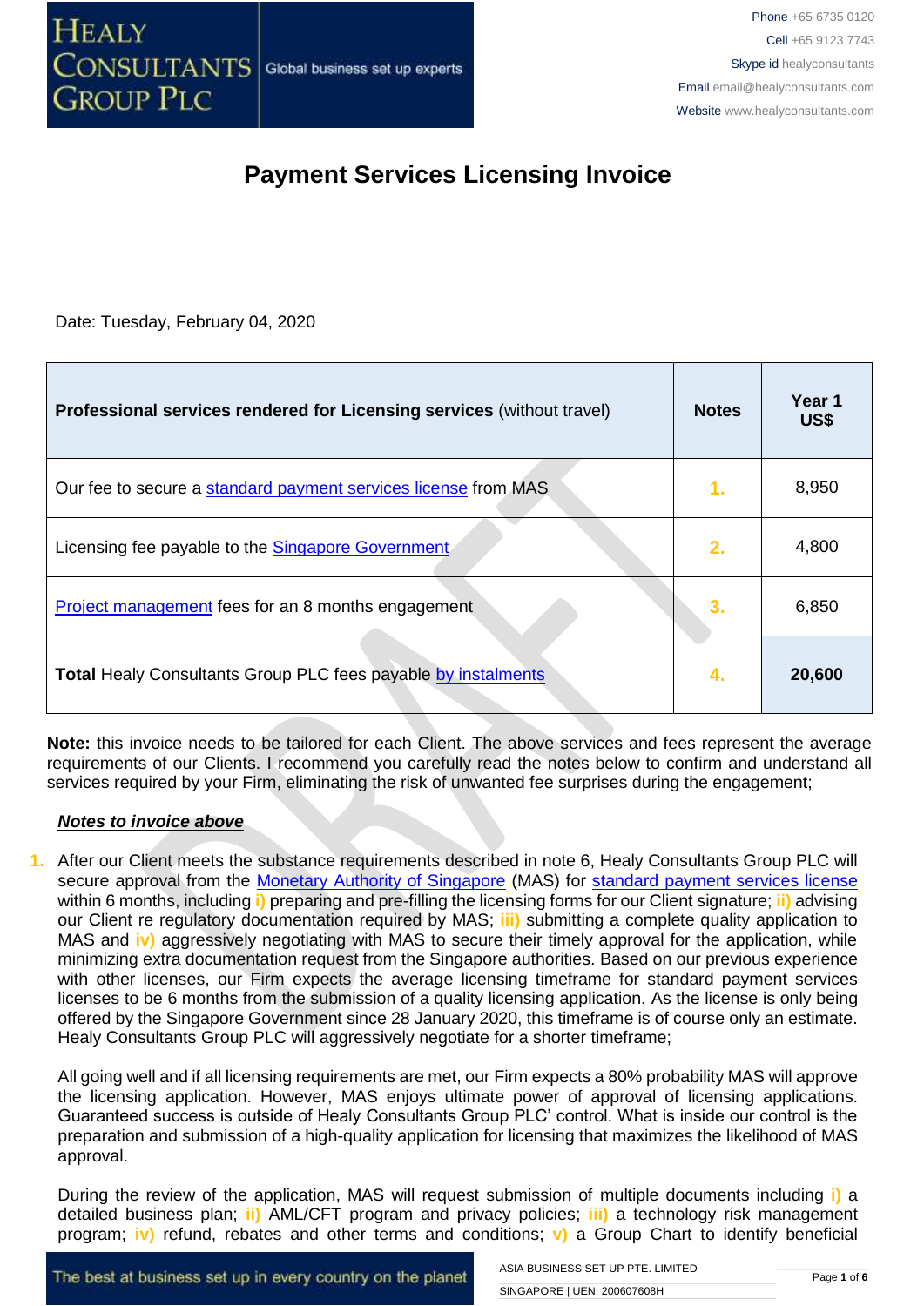# Payment Services Licensing Invoice

Date: Tuesday, February 04, 2020

| **Professional services rendered for Licensing services** (without travel) | **Notes** | **Year 1 US$** |
|---|---|---|
| Our fee to secure a standard payment services license from MAS | 1. | 8,950 |
| Licensing fee payable to the Singapore Government | 2. | 4,800 |
| Project management fees for an 8 months engagement | 3. | 6,850 |
| **Total** Healy Consultants Group PLC fees payable by instalments | 4. | **20,600** |

**Note:** this invoice needs to be tailored for each Client. The above services and fees represent the average requirements of our Clients. I recommend you carefully read the notes below to confirm and understand all services required by your Firm, eliminating the risk of unwanted fee surprises during the engagement;

***Notes to invoice above***

1. After our Client meets the substance requirements described in note 6, Healy Consultants Group PLC will secure approval from the Monetary Authority of Singapore (MAS) for standard payment services license within 6 months, including i) preparing and pre-filling the licensing forms for our Client signature; ii) advising our Client re regulatory documentation required by MAS; iii) submitting a complete quality application to MAS and iv) aggressively negotiating with MAS to secure their timely approval for the application, while minimizing extra documentation request from the Singapore authorities. Based on our previous experience with other licenses, our Firm expects the average licensing timeframe for standard payment services licenses to be 6 months from the submission of a quality licensing application. As the license is only being offered by the Singapore Government since 28 January 2020, this timeframe is of course only an estimate. Healy Consultants Group PLC will aggressively negotiate for a shorter timeframe;

   All going well and if all licensing requirements are met, our Firm expects a 80% probability MAS will approve the licensing application. However, MAS enjoys ultimate power of approval of licensing applications. Guaranteed success is outside of Healy Consultants Group PLC' control. What is inside our control is the preparation and submission of a high-quality application for licensing that maximizes the likelihood of MAS approval.

   During the review of the application, MAS will request submission of multiple documents including i) a detailed business plan; ii) AML/CFT program and privacy policies; iii) a technology risk management program; iv) refund, rebates and other terms and conditions; v) a Group Chart to identify beneficial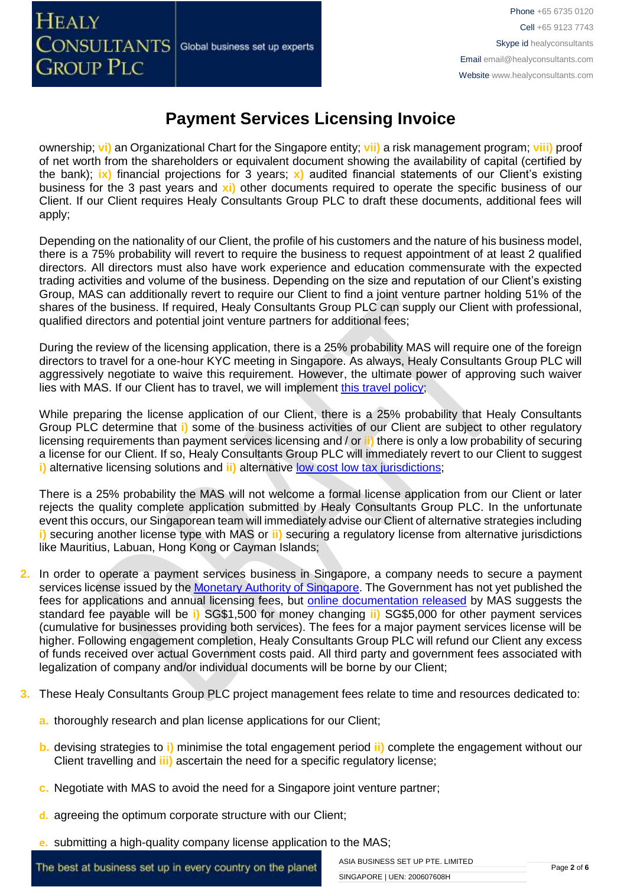# Payment Services Licensing Invoice

ownership; vi) an Organizational Chart for the Singapore entity; vii) a risk management program; viii) proof of net worth from the shareholders or equivalent document showing the availability of capital (certified by the bank); ix) financial projections for 3 years; x) audited financial statements of our Client's existing business for the 3 past years and xi) other documents required to operate the specific business of our Client. If our Client requires Healy Consultants Group PLC to draft these documents, additional fees will apply;

Depending on the nationality of our Client, the profile of his customers and the nature of his business model, there is a 75% probability will revert to require the business to request appointment of at least 2 qualified directors. All directors must also have work experience and education commensurate with the expected trading activities and volume of the business. Depending on the size and reputation of our Client's existing Group, MAS can additionally revert to require our Client to find a joint venture partner holding 51% of the shares of the business. If required, Healy Consultants Group PLC can supply our Client with professional, qualified directors and potential joint venture partners for additional fees;

During the review of the licensing application, there is a 25% probability MAS will require one of the foreign directors to travel for a one-hour KYC meeting in Singapore. As always, Healy Consultants Group PLC will aggressively negotiate to waive this requirement. However, the ultimate power of approving such waiver lies with MAS. If our Client has to travel, we will implement this travel policy;

While preparing the license application of our Client, there is a 25% probability that Healy Consultants Group PLC determine that i) some of the business activities of our Client are subject to other regulatory licensing requirements than payment services licensing and / or ii) there is only a low probability of securing a license for our Client. If so, Healy Consultants Group PLC will immediately revert to our Client to suggest i) alternative licensing solutions and ii) alternative low cost low tax jurisdictions;

There is a 25% probability the MAS will not welcome a formal license application from our Client or later rejects the quality complete application submitted by Healy Consultants Group PLC. In the unfortunate event this occurs, our Singaporean team will immediately advise our Client of alternative strategies including i) securing another license type with MAS or ii) securing a regulatory license from alternative jurisdictions like Mauritius, Labuan, Hong Kong or Cayman Islands;

2. In order to operate a payment services business in Singapore, a company needs to secure a payment services license issued by the Monetary Authority of Singapore. The Government has not yet published the fees for applications and annual licensing fees, but online documentation released by MAS suggests the standard fee payable will be i) SG$1,500 for money changing ii) SG$5,000 for other payment services (cumulative for businesses providing both services). The fees for a major payment services license will be higher. Following engagement completion, Healy Consultants Group PLC will refund our Client any excess of funds received over actual Government costs paid. All third party and government fees associated with legalization of company and/or individual documents will be borne by our Client;

3. These Healy Consultants Group PLC project management fees relate to time and resources dedicated to:

   a. thoroughly research and plan license applications for our Client;

   b. devising strategies to i) minimise the total engagement period ii) complete the engagement without our Client travelling and iii) ascertain the need for a specific regulatory license;

   c. Negotiate with MAS to avoid the need for a Singapore joint venture partner;

   d. agreeing the optimum corporate structure with our Client;

   e. submitting a high-quality company license application to the MAS;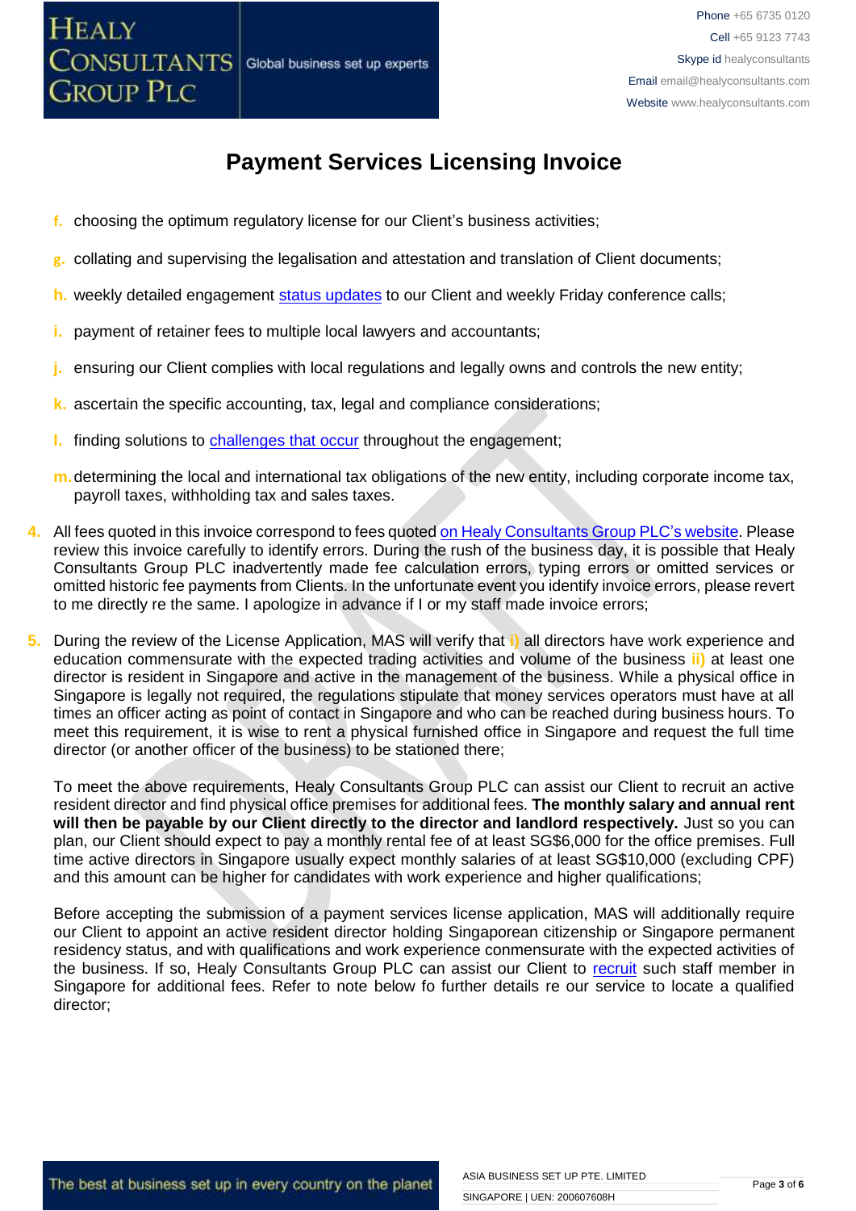# Payment Services Licensing Invoice

f. choosing the optimum regulatory license for our Client's business activities;

g. collating and supervising the legalisation and attestation and translation of Client documents;

h. weekly detailed engagement status updates to our Client and weekly Friday conference calls;

i. payment of retainer fees to multiple local lawyers and accountants;

j. ensuring our Client complies with local regulations and legally owns and controls the new entity;

k. ascertain the specific accounting, tax, legal and compliance considerations;

l. finding solutions to challenges that occur throughout the engagement;

m. determining the local and international tax obligations of the new entity, including corporate income tax, payroll taxes, withholding tax and sales taxes.

4. All fees quoted in this invoice correspond to fees quoted on Healy Consultants Group PLC's website. Please review this invoice carefully to identify errors. During the rush of the business day, it is possible that Healy Consultants Group PLC inadvertently made fee calculation errors, typing errors or omitted services or omitted historic fee payments from Clients. In the unfortunate event you identify invoice errors, please revert to me directly re the same. I apologize in advance if I or my staff made invoice errors;

5. During the review of the License Application, MAS will verify that **i)** all directors have work experience and education commensurate with the expected trading activities and volume of the business **ii)** at least one director is resident in Singapore and active in the management of the business. While a physical office in Singapore is legally not required, the regulations stipulate that money services operators must have at all times an officer acting as point of contact in Singapore and who can be reached during business hours. To meet this requirement, it is wise to rent a physical furnished office in Singapore and request the full time director (or another officer of the business) to be stationed there;

   To meet the above requirements, Healy Consultants Group PLC can assist our Client to recruit an active resident director and find physical office premises for additional fees. **The monthly salary and annual rent will then be payable by our Client directly to the director and landlord respectively.** Just so you can plan, our Client should expect to pay a monthly rental fee of at least SG$6,000 for the office premises. Full time active directors in Singapore usually expect monthly salaries of at least SG$10,000 (excluding CPF) and this amount can be higher for candidates with work experience and higher qualifications;

   Before accepting the submission of a payment services license application, MAS will additionally require our Client to appoint an active resident director holding Singaporean citizenship or Singapore permanent residency status, and with qualifications and work experience commensurate with the expected activities of the business. If so, Healy Consultants Group PLC can assist our Client to recruit such staff member in Singapore for additional fees. Refer to note below fo further details re our service to locate a qualified director;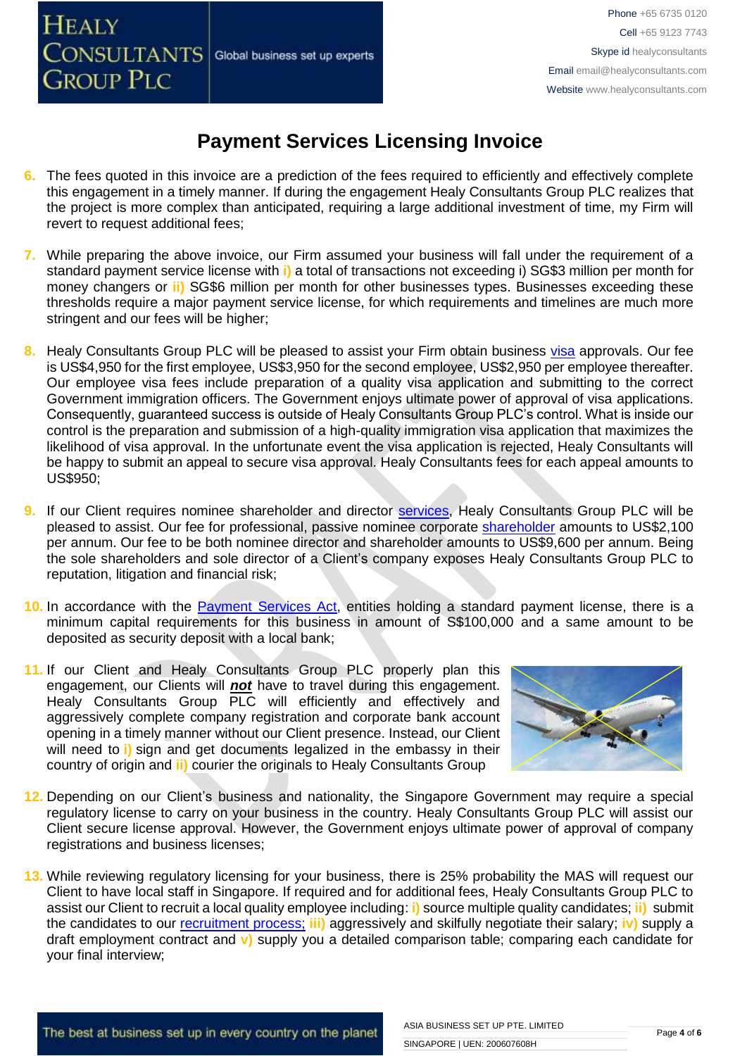# Payment Services Licensing Invoice

6. The fees quoted in this invoice are a prediction of the fees required to efficiently and effectively complete this engagement in a timely manner. If during the engagement Healy Consultants Group PLC realizes that the project is more complex than anticipated, requiring a large additional investment of time, my Firm will revert to request additional fees;

7. While preparing the above invoice, our Firm assumed your business will fall under the requirement of a standard payment service license with **i)** a total of transactions not exceeding i) SG$3 million per month for money changers or **ii)** SG$6 million per month for other businesses types. Businesses exceeding these thresholds require a major payment service license, for which requirements and timelines are much more stringent and our fees will be higher;

8. Healy Consultants Group PLC will be pleased to assist your Firm obtain business visa approvals. Our fee is US$4,950 for the first employee, US$3,950 for the second employee, US$2,950 per employee thereafter. Our employee visa fees include preparation of a quality visa application and submitting to the correct Government immigration officers. The Government enjoys ultimate power of approval of visa applications. Consequently, guaranteed success is outside of Healy Consultants Group PLC's control. What is inside our control is the preparation and submission of a high-quality immigration visa application that maximizes the likelihood of visa approval. In the unfortunate event the visa application is rejected, Healy Consultants will be happy to submit an appeal to secure visa approval. Healy Consultants fees for each appeal amounts to US$950;

9. If our Client requires nominee shareholder and director services, Healy Consultants Group PLC will be pleased to assist. Our fee for professional, passive nominee corporate shareholder amounts to US$2,100 per annum. Our fee to be both nominee director and shareholder amounts to US$9,600 per annum. Being the sole shareholders and sole director of a Client's company exposes Healy Consultants Group PLC to reputation, litigation and financial risk;

10. In accordance with the Payment Services Act, entities holding a standard payment license, there is a minimum capital requirements for this business in amount of S$100,000 and a same amount to be deposited as security deposit with a local bank;

11. If our Client and Healy Consultants Group PLC properly plan this engagement, our Clients will ***not*** have to travel during this engagement. Healy Consultants Group PLC will efficiently and effectively and aggressively complete company registration and corporate bank account opening in a timely manner without our Client presence. Instead, our Client will need to **i)** sign and get documents legalized in the embassy in their country of origin and **ii)** courier the originals to Healy Consultants Group

12. Depending on our Client's business and nationality, the Singapore Government may require a special regulatory license to carry on your business in the country. Healy Consultants Group PLC will assist our Client secure license approval. However, the Government enjoys ultimate power of approval of company registrations and business licenses;

13. While reviewing regulatory licensing for your business, there is 25% probability the MAS will request our Client to have local staff in Singapore. If required and for additional fees, Healy Consultants Group PLC to assist our Client to recruit a local quality employee including: **i)** source multiple quality candidates; **ii)** submit the candidates to our recruitment process; **iii)** aggressively and skilfully negotiate their salary; **iv)** supply a draft employment contract and **v)** supply you a detailed comparison table; comparing each candidate for your final interview;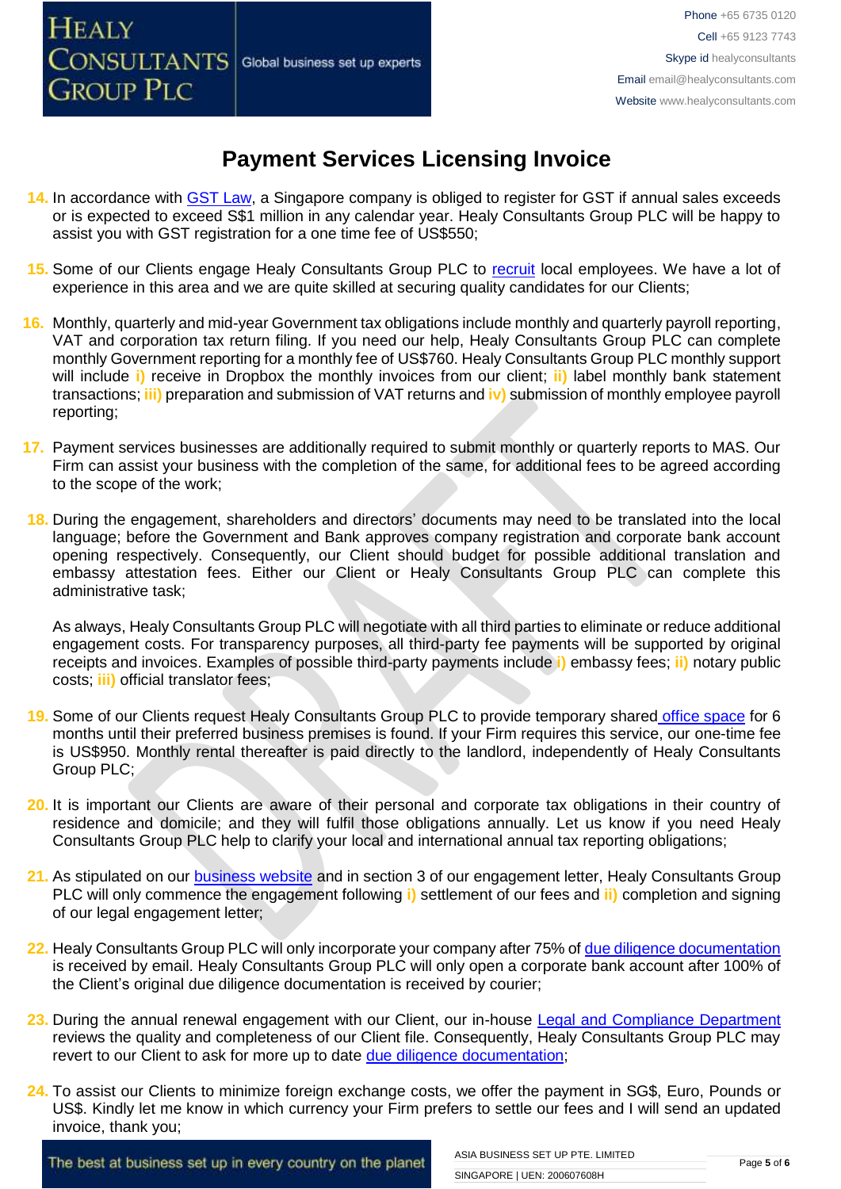# Payment Services Licensing Invoice

14. In accordance with GST Law, a Singapore company is obliged to register for GST if annual sales exceeds or is expected to exceed S$1 million in any calendar year. Healy Consultants Group PLC will be happy to assist you with GST registration for a one time fee of US$550;

15. Some of our Clients engage Healy Consultants Group PLC to recruit local employees. We have a lot of experience in this area and we are quite skilled at securing quality candidates for our Clients;

16. Monthly, quarterly and mid-year Government tax obligations include monthly and quarterly payroll reporting, VAT and corporation tax return filing. If you need our help, Healy Consultants Group PLC can complete monthly Government reporting for a monthly fee of US$760. Healy Consultants Group PLC monthly support will include i) receive in Dropbox the monthly invoices from our client; ii) label monthly bank statement transactions; iii) preparation and submission of VAT returns and iv) submission of monthly employee payroll reporting;

17. Payment services businesses are additionally required to submit monthly or quarterly reports to MAS. Our Firm can assist your business with the completion of the same, for additional fees to be agreed according to the scope of the work;

18. During the engagement, shareholders and directors' documents may need to be translated into the local language; before the Government and Bank approves company registration and corporate bank account opening respectively. Consequently, our Client should budget for possible additional translation and embassy attestation fees. Either our Client or Healy Consultants Group PLC can complete this administrative task;

    As always, Healy Consultants Group PLC will negotiate with all third parties to eliminate or reduce additional engagement costs. For transparency purposes, all third-party fee payments will be supported by original receipts and invoices. Examples of possible third-party payments include i) embassy fees; ii) notary public costs; iii) official translator fees;

19. Some of our Clients request Healy Consultants Group PLC to provide temporary shared office space for 6 months until their preferred business premises is found. If your Firm requires this service, our one-time fee is US$950. Monthly rental thereafter is paid directly to the landlord, independently of Healy Consultants Group PLC;

20. It is important our Clients are aware of their personal and corporate tax obligations in their country of residence and domicile; and they will fulfil those obligations annually. Let us know if you need Healy Consultants Group PLC help to clarify your local and international annual tax reporting obligations;

21. As stipulated on our business website and in section 3 of our engagement letter, Healy Consultants Group PLC will only commence the engagement following i) settlement of our fees and ii) completion and signing of our legal engagement letter;

22. Healy Consultants Group PLC will only incorporate your company after 75% of due diligence documentation is received by email. Healy Consultants Group PLC will only open a corporate bank account after 100% of the Client's original due diligence documentation is received by courier;

23. During the annual renewal engagement with our Client, our in-house Legal and Compliance Department reviews the quality and completeness of our Client file. Consequently, Healy Consultants Group PLC may revert to our Client to ask for more up to date due diligence documentation;

24. To assist our Clients to minimize foreign exchange costs, we offer the payment in SG$, Euro, Pounds or US$. Kindly let me know in which currency your Firm prefers to settle our fees and I will send an updated invoice, thank you;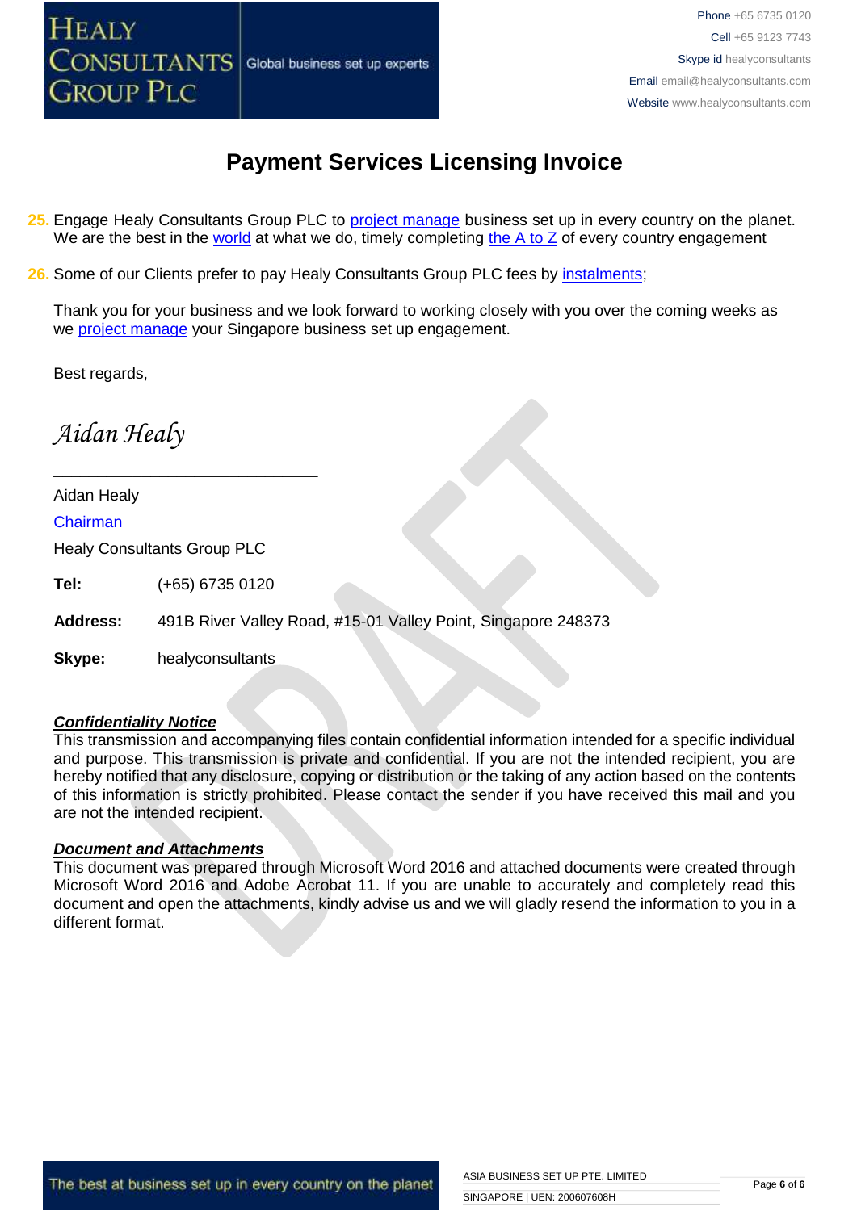## Payment Services Licensing Invoice

25. Engage Healy Consultants Group PLC to project manage business set up in every country on the planet. We are the best in the world at what we do, timely completing the A to Z of every country engagement

26. Some of our Clients prefer to pay Healy Consultants Group PLC fees by instalments;

Thank you for your business and we look forward to working closely with you over the coming weeks as we project manage your Singapore business set up engagement.

Best regards,

*Aidan Healy*

\_\_\_\_\_\_\_\_\_\_\_\_\_\_\_\_\_\_\_\_\_\_\_\_\_\_\_\_\_\_

Aidan Healy

Chairman

Healy Consultants Group PLC

**Tel:** (+65) 6735 0120

**Address:** 491B River Valley Road, #15-01 Valley Point, Singapore 248373

**Skype:** healyconsultants

***Confidentiality Notice***

This transmission and accompanying files contain confidential information intended for a specific individual and purpose. This transmission is private and confidential. If you are not the intended recipient, you are hereby notified that any disclosure, copying or distribution or the taking of any action based on the contents of this information is strictly prohibited. Please contact the sender if you have received this mail and you are not the intended recipient.

***Document and Attachments***

This document was prepared through Microsoft Word 2016 and attached documents were created through Microsoft Word 2016 and Adobe Acrobat 11. If you are unable to accurately and completely read this document and open the attachments, kindly advise us and we will gladly resend the information to you in a different format.